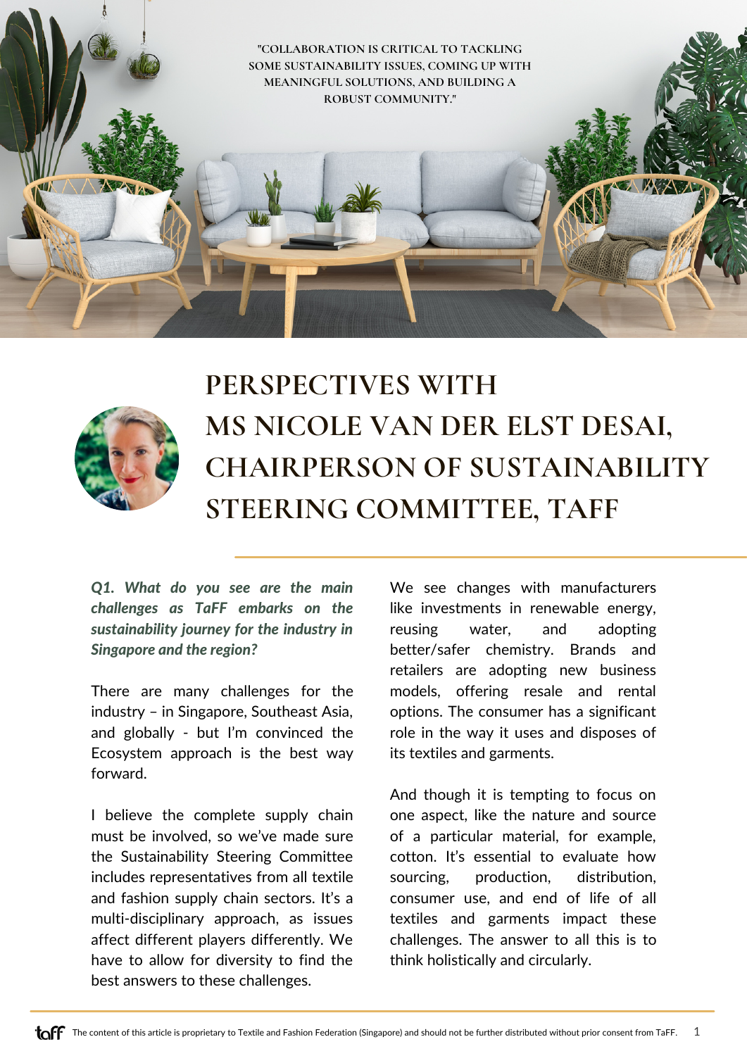"COLLABORATION IS CRITICAL TO TACKLING SOME SUSTAINABILITY ISSUES, COMING UP WITH MEANINGFUL SOLUTIONS, AND BUILDING A ROBUST COMMUNITY."

# PERSPECTIVES WITH MS NICOLE VAN DER ELST DESAI, CHAIRPERSON OF SUSTAINABILITY STEERING COMMITTEE, TAFF

***Q1. What do you see are the main challenges as TaFF embarks on the sustainability journey for the industry in Singapore and the region?***

There are many challenges for the industry – in Singapore, Southeast Asia, and globally - but I'm convinced the Ecosystem approach is the best way forward.

I believe the complete supply chain must be involved, so we've made sure the Sustainability Steering Committee includes representatives from all textile and fashion supply chain sectors. It's a multi-disciplinary approach, as issues affect different players differently. We have to allow for diversity to find the best answers to these challenges.

We see changes with manufacturers like investments in renewable energy, reusing water, and adopting better/safer chemistry. Brands and retailers are adopting new business models, offering resale and rental options. The consumer has a significant role in the way it uses and disposes of its textiles and garments.

And though it is tempting to focus on one aspect, like the nature and source of a particular material, for example, cotton. It's essential to evaluate how sourcing, production, distribution, consumer use, and end of life of all textiles and garments impact these challenges. The answer to all this is to think holistically and circularly.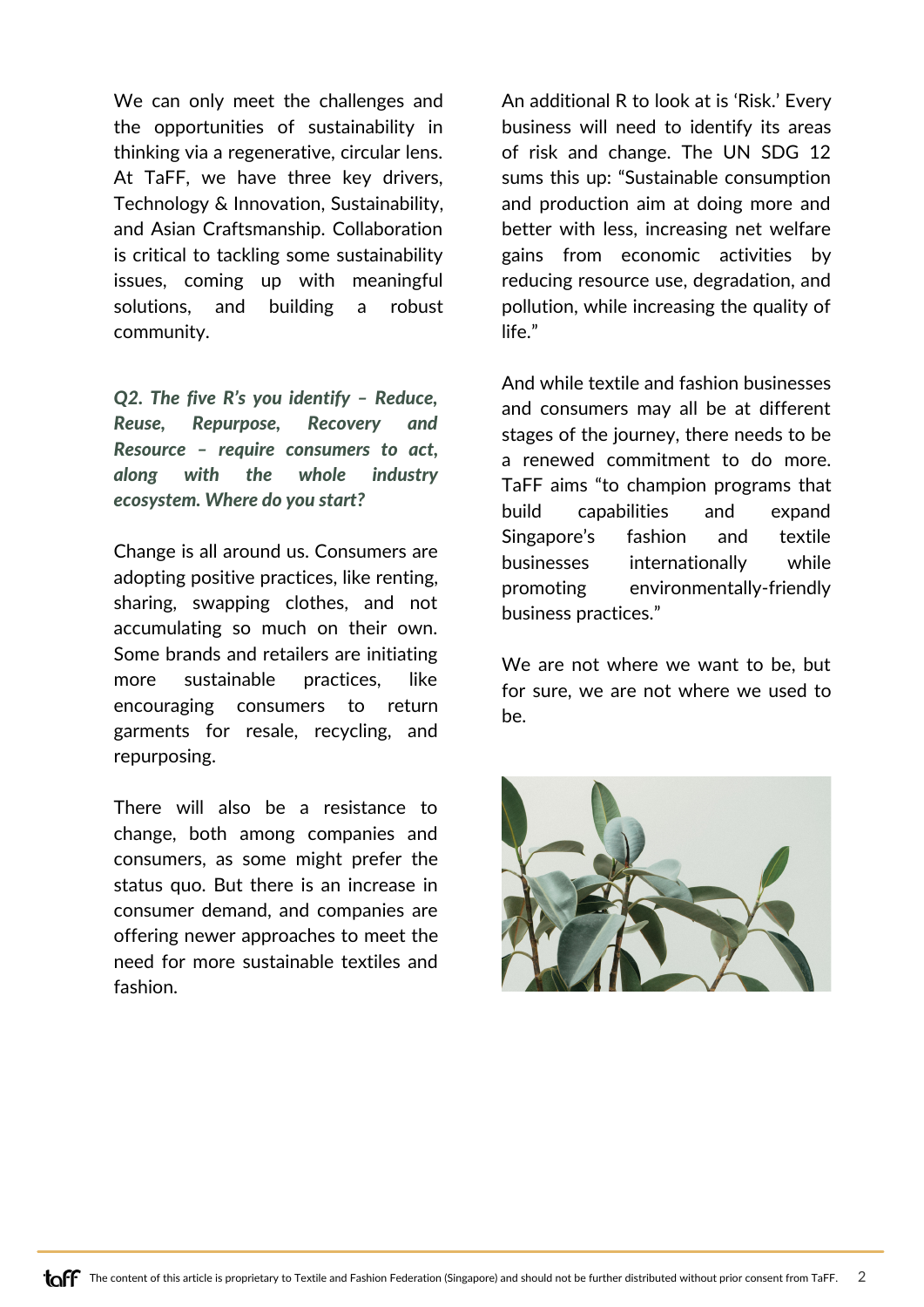We can only meet the challenges and the opportunities of sustainability in thinking via a regenerative, circular lens. At TaFF, we have three key drivers, Technology & Innovation, Sustainability, and Asian Craftsmanship. Collaboration is critical to tackling some sustainability issues, coming up with meaningful solutions, and building a robust community.

***Q2. The five R's you identify – Reduce, Reuse, Repurpose, Recovery and Resource – require consumers to act, along with the whole industry ecosystem. Where do you start?***

Change is all around us. Consumers are adopting positive practices, like renting, sharing, swapping clothes, and not accumulating so much on their own. Some brands and retailers are initiating more sustainable practices, like encouraging consumers to return garments for resale, recycling, and repurposing.

There will also be a resistance to change, both among companies and consumers, as some might prefer the status quo. But there is an increase in consumer demand, and companies are offering newer approaches to meet the need for more sustainable textiles and fashion.

An additional R to look at is 'Risk.' Every business will need to identify its areas of risk and change. The UN SDG 12 sums this up: "Sustainable consumption and production aim at doing more and better with less, increasing net welfare gains from economic activities by reducing resource use, degradation, and pollution, while increasing the quality of life."

And while textile and fashion businesses and consumers may all be at different stages of the journey, there needs to be a renewed commitment to do more. TaFF aims "to champion programs that build capabilities and expand Singapore's fashion and textile businesses internationally while promoting environmentally-friendly business practices."

We are not where we want to be, but for sure, we are not where we used to be.